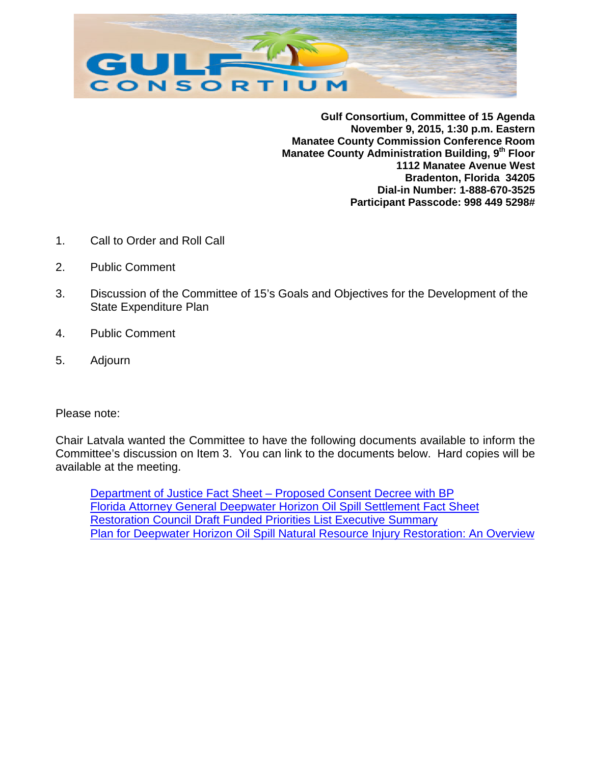**Gulf Consortium, Committee of 15 Agenda**
**November 9, 2015, 1:30 p.m. Eastern**
**Manatee County Commission Conference Room**
**Manatee County Administration Building, 9th Floor**
**1112 Manatee Avenue West**
**Bradenton, Florida 34205**
**Dial-in Number: 1-888-670-3525**
**Participant Passcode: 998 449 5298#**

1. Call to Order and Roll Call
2. Public Comment
3. Discussion of the Committee of 15's Goals and Objectives for the Development of the State Expenditure Plan
4. Public Comment
5. Adjourn

Please note:

Chair Latvala wanted the Committee to have the following documents available to inform the Committee's discussion on Item 3. You can link to the documents below. Hard copies will be available at the meeting.

Department of Justice Fact Sheet – Proposed Consent Decree with BP
Florida Attorney General Deepwater Horizon Oil Spill Settlement Fact Sheet
Restoration Council Draft Funded Priorities List Executive Summary
Plan for Deepwater Horizon Oil Spill Natural Resource Injury Restoration: An Overview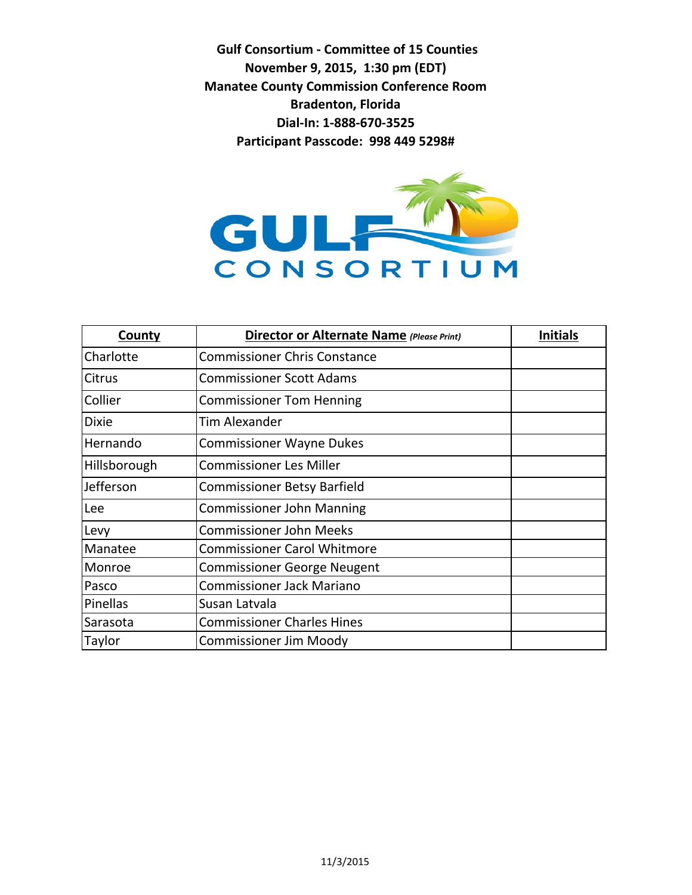**Gulf Consortium - Committee of 15 Counties**
**November 9, 2015, 1:30 pm (EDT)**
**Manatee County Commission Conference Room**
**Bradenton, Florida**
**Dial-In: 1-888-670-3525**
**Participant Passcode: 998 449 5298#**

| County | Director or Alternate Name *(Please Print)* | Initials |
|---|---|---|
| Charlotte | Commissioner Chris Constance | |
| Citrus | Commissioner Scott Adams | |
| Collier | Commissioner Tom Henning | |
| Dixie | Tim Alexander | |
| Hernando | Commissioner Wayne Dukes | |
| Hillsborough | Commissioner Les Miller | |
| Jefferson | Commissioner Betsy Barfield | |
| Lee | Commissioner John Manning | |
| Levy | Commissioner John Meeks | |
| Manatee | Commissioner Carol Whitmore | |
| Monroe | Commissioner George Neugent | |
| Pasco | Commissioner Jack Mariano | |
| Pinellas | Susan Latvala | |
| Sarasota | Commissioner Charles Hines | |
| Taylor | Commissioner Jim Moody | |

11/3/2015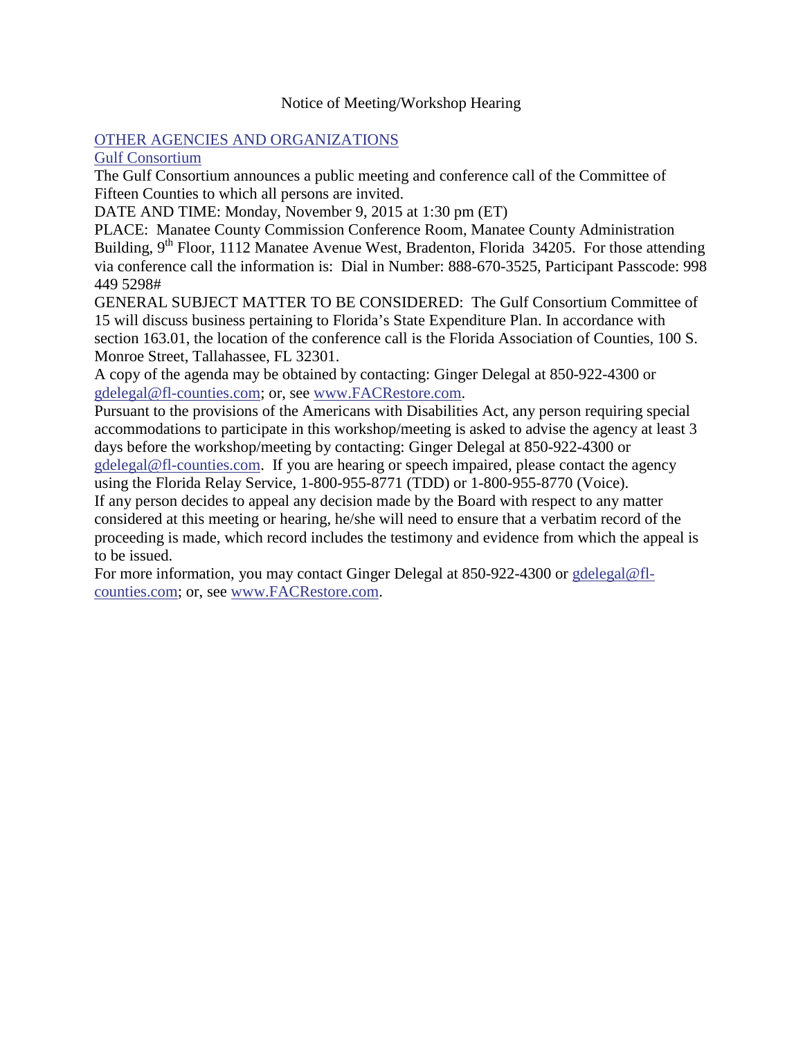Notice of Meeting/Workshop Hearing

OTHER AGENCIES AND ORGANIZATIONS

Gulf Consortium

The Gulf Consortium announces a public meeting and conference call of the Committee of Fifteen Counties to which all persons are invited.

DATE AND TIME: Monday, November 9, 2015 at 1:30 pm (ET)

PLACE: Manatee County Commission Conference Room, Manatee County Administration Building, 9th Floor, 1112 Manatee Avenue West, Bradenton, Florida 34205. For those attending via conference call the information is: Dial in Number: 888-670-3525, Participant Passcode: 998 449 5298#

GENERAL SUBJECT MATTER TO BE CONSIDERED: The Gulf Consortium Committee of 15 will discuss business pertaining to Florida's State Expenditure Plan. In accordance with section 163.01, the location of the conference call is the Florida Association of Counties, 100 S. Monroe Street, Tallahassee, FL 32301.

A copy of the agenda may be obtained by contacting: Ginger Delegal at 850-922-4300 or gdelegal@fl-counties.com; or, see www.FACRestore.com.

Pursuant to the provisions of the Americans with Disabilities Act, any person requiring special accommodations to participate in this workshop/meeting is asked to advise the agency at least 3 days before the workshop/meeting by contacting: Ginger Delegal at 850-922-4300 or gdelegal@fl-counties.com. If you are hearing or speech impaired, please contact the agency using the Florida Relay Service, 1-800-955-8771 (TDD) or 1-800-955-8770 (Voice).

If any person decides to appeal any decision made by the Board with respect to any matter considered at this meeting or hearing, he/she will need to ensure that a verbatim record of the proceeding is made, which record includes the testimony and evidence from which the appeal is to be issued.

For more information, you may contact Ginger Delegal at 850-922-4300 or gdelegal@fl-counties.com; or, see www.FACRestore.com.